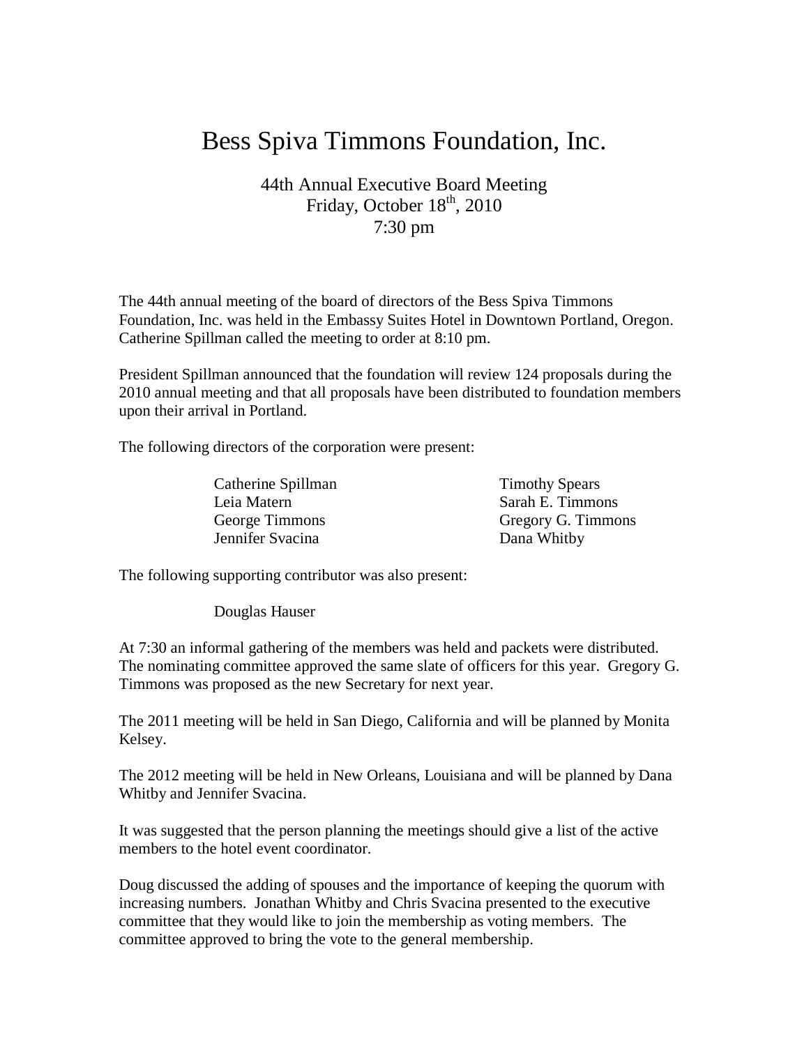# Bess Spiva Timmons Foundation, Inc.

44th Annual Executive Board Meeting
Friday, October 18th, 2010
7:30 pm

The 44th annual meeting of the board of directors of the Bess Spiva Timmons Foundation, Inc. was held in the Embassy Suites Hotel in Downtown Portland, Oregon. Catherine Spillman called the meeting to order at 8:10 pm.

President Spillman announced that the foundation will review 124 proposals during the 2010 annual meeting and that all proposals have been distributed to foundation members upon their arrival in Portland.

The following directors of the corporation were present:

| | |
|---|---|
| Catherine Spillman | Timothy Spears |
| Leia Matern | Sarah E. Timmons |
| George Timmons | Gregory G. Timmons |
| Jennifer Svacina | Dana Whitby |

The following supporting contributor was also present:

Douglas Hauser

At 7:30 an informal gathering of the members was held and packets were distributed. The nominating committee approved the same slate of officers for this year. Gregory G. Timmons was proposed as the new Secretary for next year.

The 2011 meeting will be held in San Diego, California and will be planned by Monita Kelsey.

The 2012 meeting will be held in New Orleans, Louisiana and will be planned by Dana Whitby and Jennifer Svacina.

It was suggested that the person planning the meetings should give a list of the active members to the hotel event coordinator.

Doug discussed the adding of spouses and the importance of keeping the quorum with increasing numbers. Jonathan Whitby and Chris Svacina presented to the executive committee that they would like to join the membership as voting members. The committee approved to bring the vote to the general membership.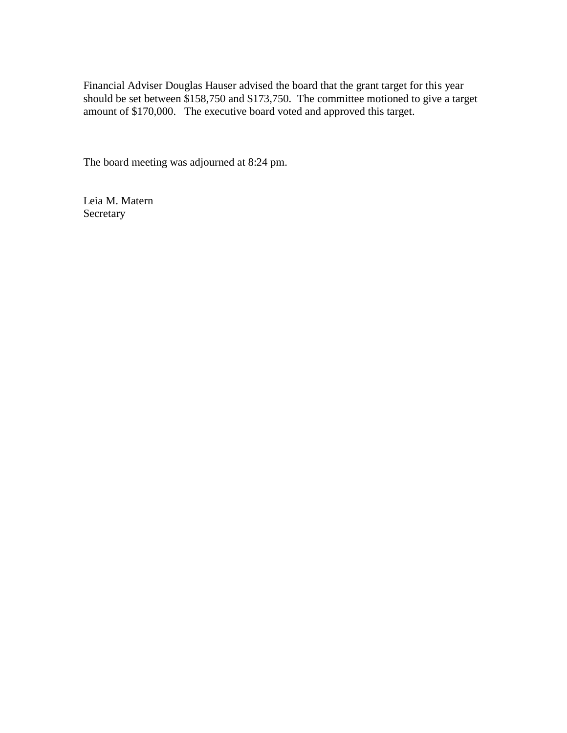Financial Adviser Douglas Hauser advised the board that the grant target for this year should be set between $158,750 and $173,750. The committee motioned to give a target amount of $170,000. The executive board voted and approved this target.

The board meeting was adjourned at 8:24 pm.

Leia M. Matern
Secretary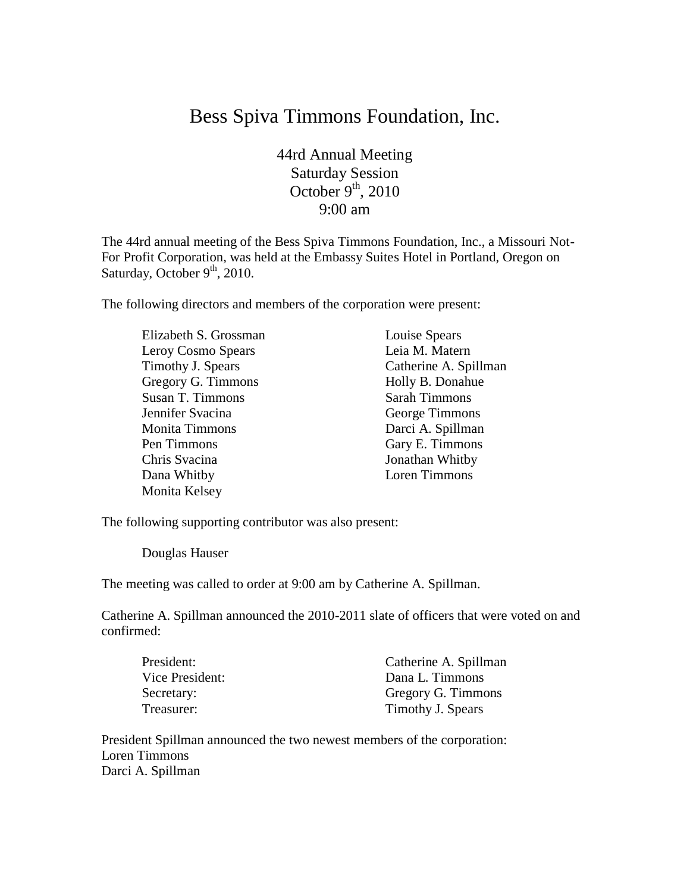# Bess Spiva Timmons Foundation, Inc.

44rd Annual Meeting
Saturday Session
October 9th, 2010
9:00 am

The 44rd annual meeting of the Bess Spiva Timmons Foundation, Inc., a Missouri Not-For Profit Corporation, was held at the Embassy Suites Hotel in Portland, Oregon on Saturday, October 9th, 2010.

The following directors and members of the corporation were present:

Elizabeth S. Grossman
Leroy Cosmo Spears
Timothy J. Spears
Gregory G. Timmons
Susan T. Timmons
Jennifer Svacina
Monita Timmons
Pen Timmons
Chris Svacina
Dana Whitby
Monita Kelsey
Louise Spears
Leia M. Matern
Catherine A. Spillman
Holly B. Donahue
Sarah Timmons
George Timmons
Darci A. Spillman
Gary E. Timmons
Jonathan Whitby
Loren Timmons

The following supporting contributor was also present:

Douglas Hauser

The meeting was called to order at 9:00 am by Catherine A. Spillman.

Catherine A. Spillman announced the 2010-2011 slate of officers that were voted on and confirmed:

| | |
|---|---|
| President: | Catherine A. Spillman |
| Vice President: | Dana L. Timmons |
| Secretary: | Gregory G. Timmons |
| Treasurer: | Timothy J. Spears |

President Spillman announced the two newest members of the corporation:
Loren Timmons
Darci A. Spillman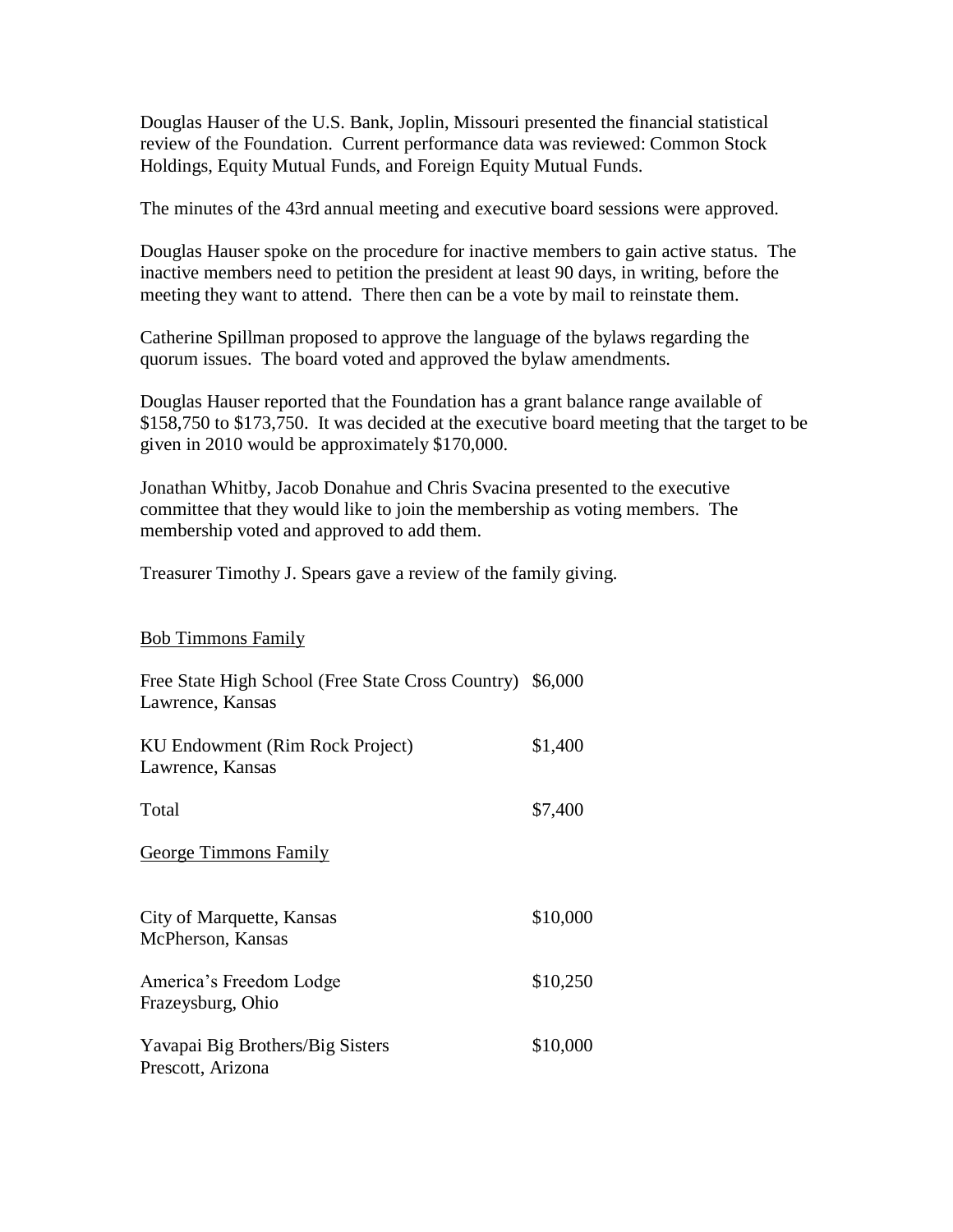Douglas Hauser of the U.S. Bank, Joplin, Missouri presented the financial statistical review of the Foundation. Current performance data was reviewed: Common Stock Holdings, Equity Mutual Funds, and Foreign Equity Mutual Funds.

The minutes of the 43rd annual meeting and executive board sessions were approved.

Douglas Hauser spoke on the procedure for inactive members to gain active status. The inactive members need to petition the president at least 90 days, in writing, before the meeting they want to attend. There then can be a vote by mail to reinstate them.

Catherine Spillman proposed to approve the language of the bylaws regarding the quorum issues. The board voted and approved the bylaw amendments.

Douglas Hauser reported that the Foundation has a grant balance range available of $158,750 to $173,750. It was decided at the executive board meeting that the target to be given in 2010 would be approximately $170,000.

Jonathan Whitby, Jacob Donahue and Chris Svacina presented to the executive committee that they would like to join the membership as voting members. The membership voted and approved to add them.

Treasurer Timothy J. Spears gave a review of the family giving.

<u>Bob Timmons Family</u>

| | |
|---|---|
| Free State High School (Free State Cross Country)<br>Lawrence, Kansas | $6,000 |
| KU Endowment (Rim Rock Project)<br>Lawrence, Kansas | $1,400 |
| Total | $7,400 |

<u>George Timmons Family</u>

| | |
|---|---|
| City of Marquette, Kansas<br>McPherson, Kansas | $10,000 |
| America's Freedom Lodge<br>Frazeysburg, Ohio | $10,250 |
| Yavapai Big Brothers/Big Sisters<br>Prescott, Arizona | $10,000 |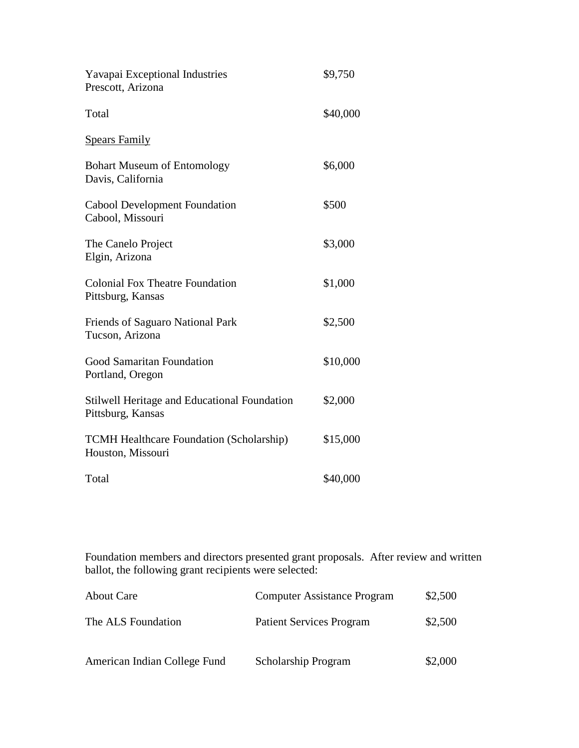Yavapai Exceptional Industries
Prescott, Arizona — $9,750

Total — $40,000

<u>Spears Family</u>

| Organization | Amount |
|---|---|
| Bohart Museum of Entomology<br>Davis, California | $6,000 |
| Cabool Development Foundation<br>Cabool, Missouri | $500 |
| The Canelo Project<br>Elgin, Arizona | $3,000 |
| Colonial Fox Theatre Foundation<br>Pittsburg, Kansas | $1,000 |
| Friends of Saguaro National Park<br>Tucson, Arizona | $2,500 |
| Good Samaritan Foundation<br>Portland, Oregon | $10,000 |
| Stilwell Heritage and Educational Foundation<br>Pittsburg, Kansas | $2,000 |
| TCMH Healthcare Foundation (Scholarship)<br>Houston, Missouri | $15,000 |
| Total | $40,000 |

Foundation members and directors presented grant proposals. After review and written ballot, the following grant recipients were selected:

| Recipient | Program | Amount |
|---|---|---|
| About Care | Computer Assistance Program | $2,500 |
| The ALS Foundation | Patient Services Program | $2,500 |
| American Indian College Fund | Scholarship Program | $2,000 |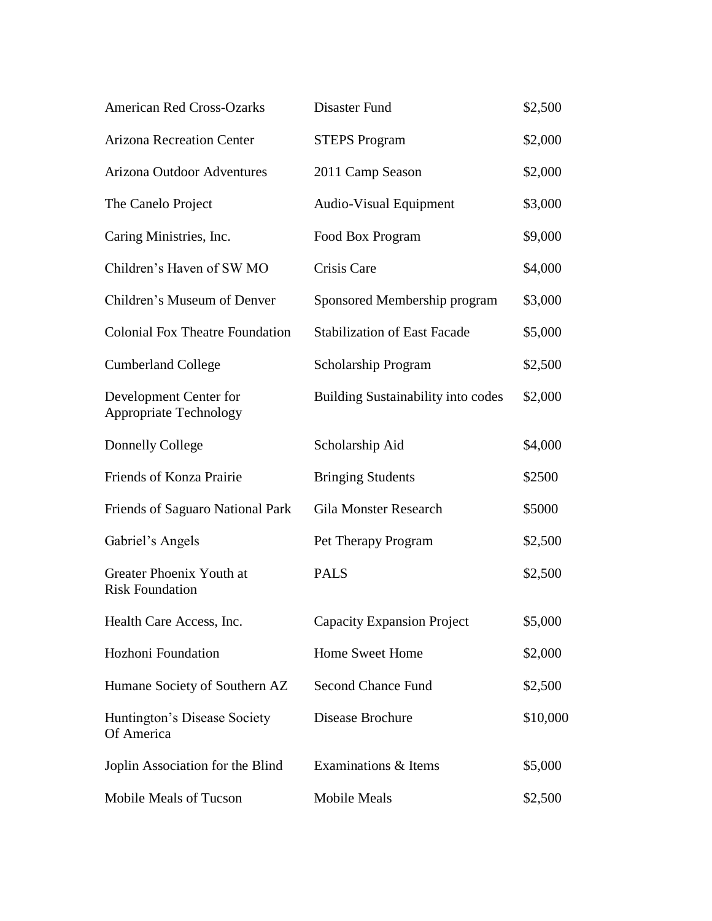| | | |
|---|---|---|
| American Red Cross-Ozarks | Disaster Fund | $2,500 |
| Arizona Recreation Center | STEPS Program | $2,000 |
| Arizona Outdoor Adventures | 2011 Camp Season | $2,000 |
| The Canelo Project | Audio-Visual Equipment | $3,000 |
| Caring Ministries, Inc. | Food Box Program | $9,000 |
| Children's Haven of SW MO | Crisis Care | $4,000 |
| Children's Museum of Denver | Sponsored Membership program | $3,000 |
| Colonial Fox Theatre Foundation | Stabilization of East Facade | $5,000 |
| Cumberland College | Scholarship Program | $2,500 |
| Development Center for Appropriate Technology | Building Sustainability into codes | $2,000 |
| Donnelly College | Scholarship Aid | $4,000 |
| Friends of Konza Prairie | Bringing Students | $2500 |
| Friends of Saguaro National Park | Gila Monster Research | $5000 |
| Gabriel's Angels | Pet Therapy Program | $2,500 |
| Greater Phoenix Youth at Risk Foundation | PALS | $2,500 |
| Health Care Access, Inc. | Capacity Expansion Project | $5,000 |
| Hozhoni Foundation | Home Sweet Home | $2,000 |
| Humane Society of Southern AZ | Second Chance Fund | $2,500 |
| Huntington's Disease Society Of America | Disease Brochure | $10,000 |
| Joplin Association for the Blind | Examinations & Items | $5,000 |
| Mobile Meals of Tucson | Mobile Meals | $2,500 |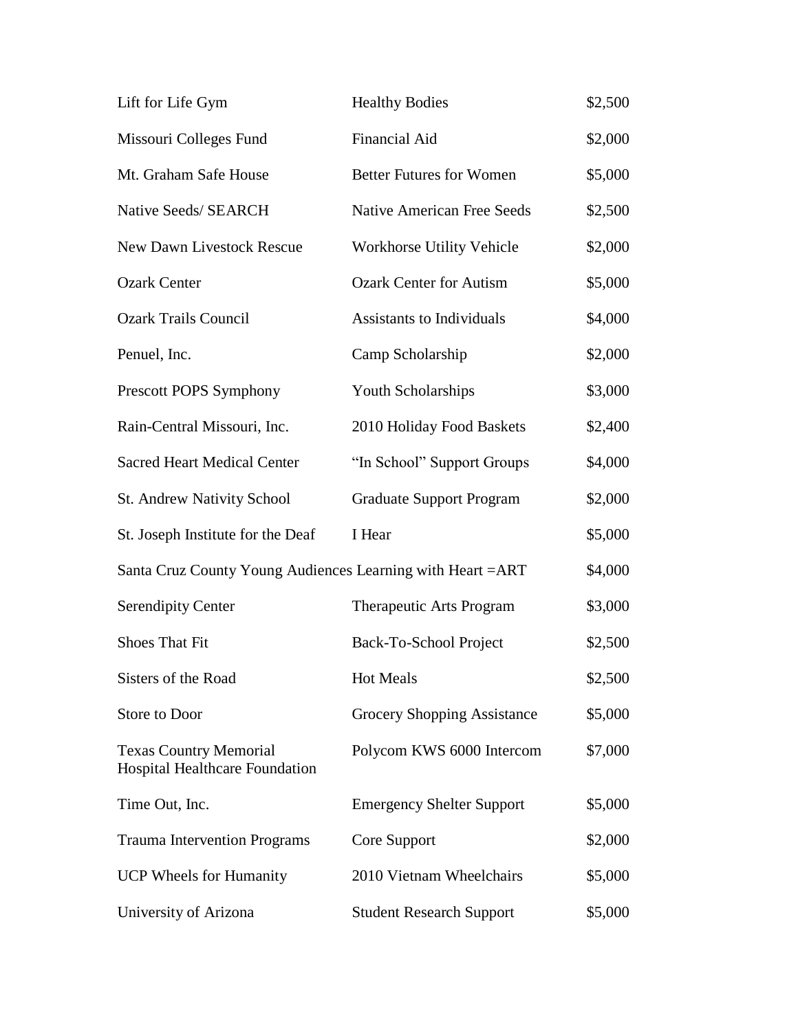| | | |
|---|---|---|
| Lift for Life Gym | Healthy Bodies | $2,500 |
| Missouri Colleges Fund | Financial Aid | $2,000 |
| Mt. Graham Safe House | Better Futures for Women | $5,000 |
| Native Seeds/ SEARCH | Native American Free Seeds | $2,500 |
| New Dawn Livestock Rescue | Workhorse Utility Vehicle | $2,000 |
| Ozark Center | Ozark Center for Autism | $5,000 |
| Ozark Trails Council | Assistants to Individuals | $4,000 |
| Penuel, Inc. | Camp Scholarship | $2,000 |
| Prescott POPS Symphony | Youth Scholarships | $3,000 |
| Rain-Central Missouri, Inc. | 2010 Holiday Food Baskets | $2,400 |
| Sacred Heart Medical Center | "In School" Support Groups | $4,000 |
| St. Andrew Nativity School | Graduate Support Program | $2,000 |
| St. Joseph Institute for the Deaf | I Hear | $5,000 |
| Santa Cruz County Young Audiences | Learning with Heart =ART | $4,000 |
| Serendipity Center | Therapeutic Arts Program | $3,000 |
| Shoes That Fit | Back-To-School Project | $2,500 |
| Sisters of the Road | Hot Meals | $2,500 |
| Store to Door | Grocery Shopping Assistance | $5,000 |
| Texas Country Memorial Hospital Healthcare Foundation | Polycom KWS 6000 Intercom | $7,000 |
| Time Out, Inc. | Emergency Shelter Support | $5,000 |
| Trauma Intervention Programs | Core Support | $2,000 |
| UCP Wheels for Humanity | 2010 Vietnam Wheelchairs | $5,000 |
| University of Arizona | Student Research Support | $5,000 |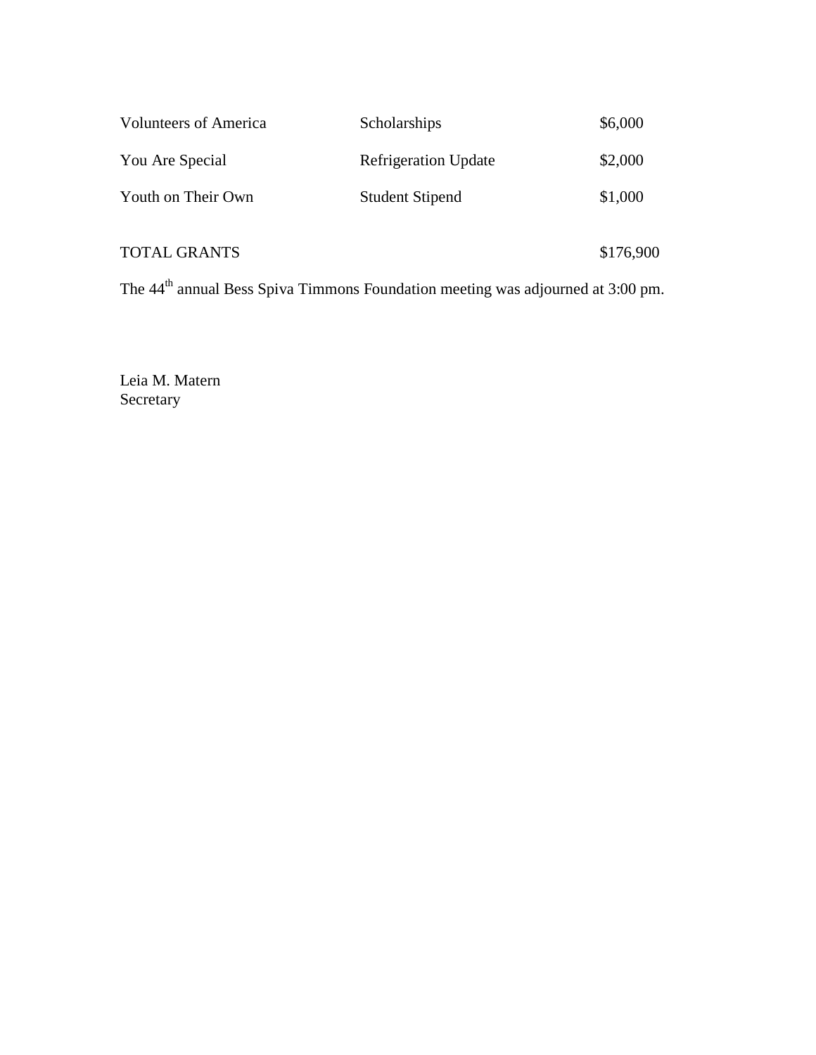| | | |
|---|---|---|
| Volunteers of America | Scholarships | \$6,000 |
| You Are Special | Refrigeration Update | \$2,000 |
| Youth on Their Own | Student Stipend | \$1,000 |
| | | |
| TOTAL GRANTS | | \$176,900 |

The 44th annual Bess Spiva Timmons Foundation meeting was adjourned at 3:00 pm.

Leia M. Matern
Secretary